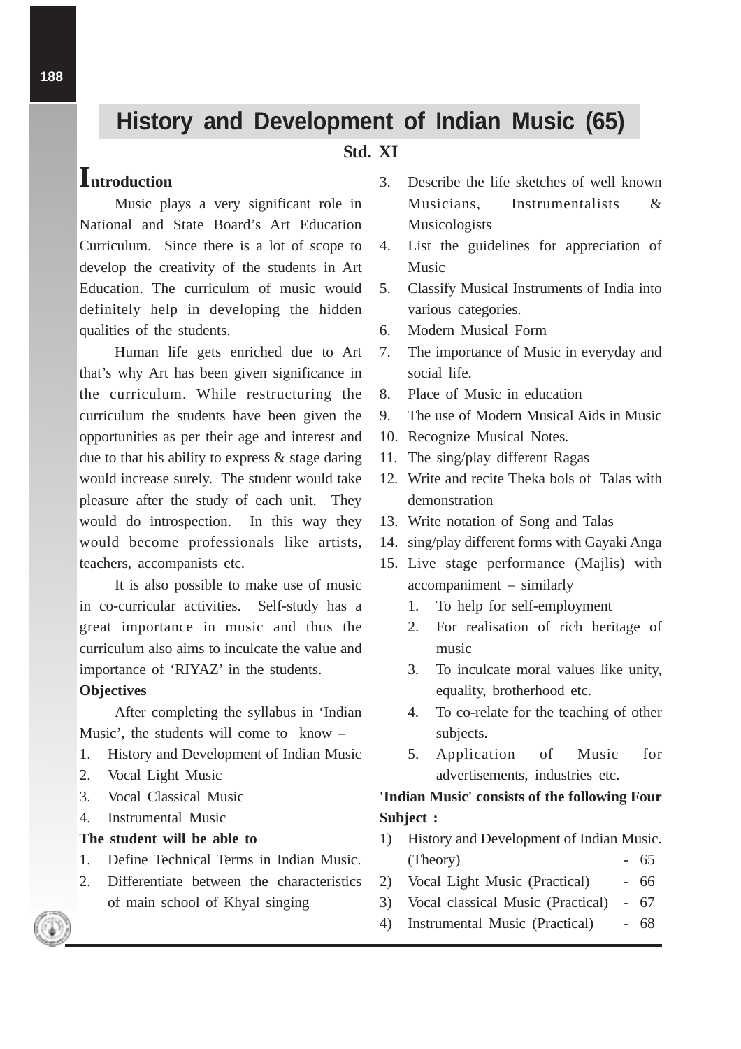# History and Development of Indian Music (65)

**Std. XI**

## Introduction

Music plays a very significant role in National and State Board's Art Education Curriculum. Since there is a lot of scope to develop the creativity of the students in Art Education. The curriculum of music would definitely help in developing the hidden qualities of the students.

Human life gets enriched due to Art that's why Art has been given significance in the curriculum. While restructuring the curriculum the students have been given the opportunities as per their age and interest and due to that his ability to express & stage daring would increase surely. The student would take pleasure after the study of each unit. They would do introspection. In this way they would become professionals like artists, teachers, accompanists etc.

It is also possible to make use of music in co-curricular activities. Self-study has a great importance in music and thus the curriculum also aims to inculcate the value and importance of 'RIYAZ' in the students.

**Objectives**

After completing the syllabus in 'Indian Music', the students will come to know –

1. History and Development of Indian Music
2. Vocal Light Music
3. Vocal Classical Music
4. Instrumental Music

**The student will be able to**

1. Define Technical Terms in Indian Music.
2. Differentiate between the characteristics of main school of Khyal singing
3. Describe the life sketches of well known Musicians, Instrumentalists & Musicologists
4. List the guidelines for appreciation of Music
5. Classify Musical Instruments of India into various categories.
6. Modern Musical Form
7. The importance of Music in everyday and social life.
8. Place of Music in education
9. The use of Modern Musical Aids in Music
10. Recognize Musical Notes.
11. The sing/play different Ragas
12. Write and recite Theka bols of Talas with demonstration
13. Write notation of Song and Talas
14. sing/play different forms with Gayaki Anga
15. Live stage performance (Majlis) with accompaniment – similarly
    1. To help for self-employment
    2. For realisation of rich heritage of music
    3. To inculcate moral values like unity, equality, brotherhood etc.
    4. To co-relate for the teaching of other subjects.
    5. Application of Music for advertisements, industries etc.

**'Indian Music' consists of the following Four Subject :**

1) History and Development of Indian Music. (Theory) - 65
2) Vocal Light Music (Practical) - 66
3) Vocal classical Music (Practical) - 67
4) Instrumental Music (Practical) - 68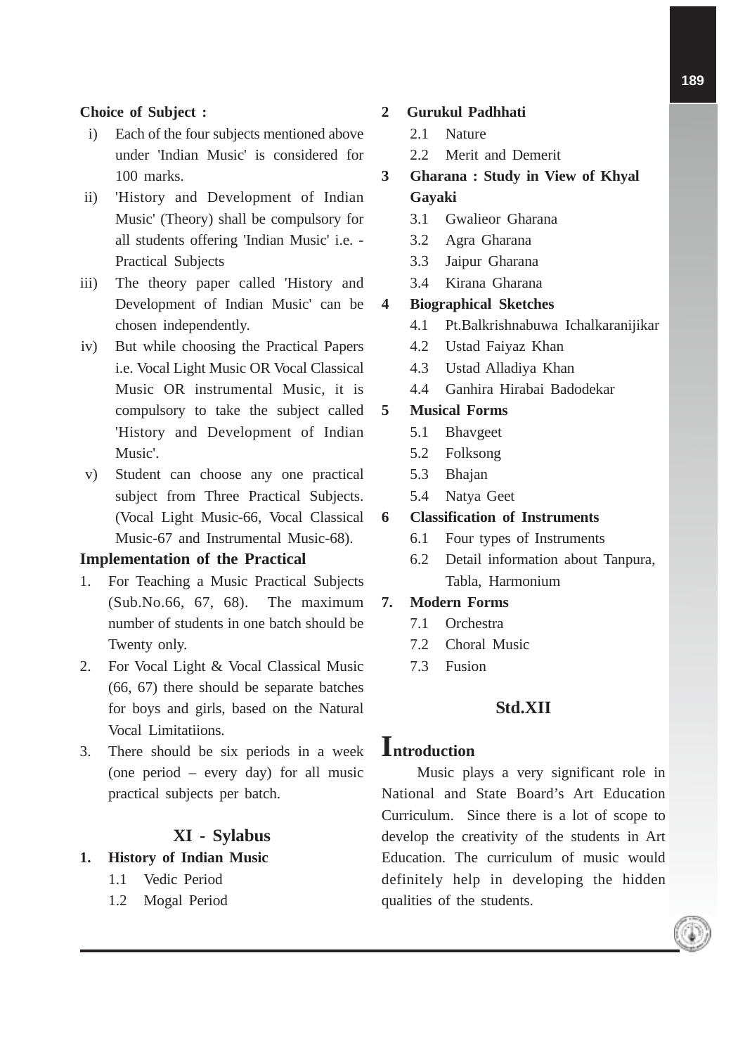**Choice of Subject :**

i) Each of the four subjects mentioned above under 'Indian Music' is considered for 100 marks.

ii) 'History and Development of Indian Music' (Theory) shall be compulsory for all students offering 'Indian Music' i.e. - Practical Subjects

iii) The theory paper called 'History and Development of Indian Music' can be chosen independently.

iv) But while choosing the Practical Papers i.e. Vocal Light Music OR Vocal Classical Music OR instrumental Music, it is compulsory to take the subject called 'History and Development of Indian Music'.

v) Student can choose any one practical subject from Three Practical Subjects. (Vocal Light Music-66, Vocal Classical Music-67 and Instrumental Music-68).

**Implementation of the Practical**

1. For Teaching a Music Practical Subjects (Sub.No.66, 67, 68). The maximum number of students in one batch should be Twenty only.
2. For Vocal Light & Vocal Classical Music (66, 67) there should be separate batches for boys and girls, based on the Natural Vocal Limitatiions.
3. There should be six periods in a week (one period – every day) for all music practical subjects per batch.

## XI - Sylabus

**1. History of Indian Music**

- 1.1 Vedic Period
- 1.2 Mogal Period

**2 Gurukul Padhhati**

- 2.1 Nature
- 2.2 Merit and Demerit

**3 Gharana : Study in View of Khyal Gayaki**

- 3.1 Gwalieor Gharana
- 3.2 Agra Gharana
- 3.3 Jaipur Gharana
- 3.4 Kirana Gharana

**4 Biographical Sketches**

- 4.1 Pt.Balkrishnabuwa Ichalkaranijikar
- 4.2 Ustad Faiyaz Khan
- 4.3 Ustad Alladiya Khan
- 4.4 Ganhira Hirabai Badodekar

**5 Musical Forms**

- 5.1 Bhavgeet
- 5.2 Folksong
- 5.3 Bhajan
- 5.4 Natya Geet

**6 Classification of Instruments**

- 6.1 Four types of Instruments
- 6.2 Detail information about Tanpura, Tabla, Harmonium

**7. Modern Forms**

- 7.1 Orchestra
- 7.2 Choral Music
- 7.3 Fusion

## Std.XII

### Introduction

Music plays a very significant role in National and State Board's Art Education Curriculum. Since there is a lot of scope to develop the creativity of the students in Art Education. The curriculum of music would definitely help in developing the hidden qualities of the students.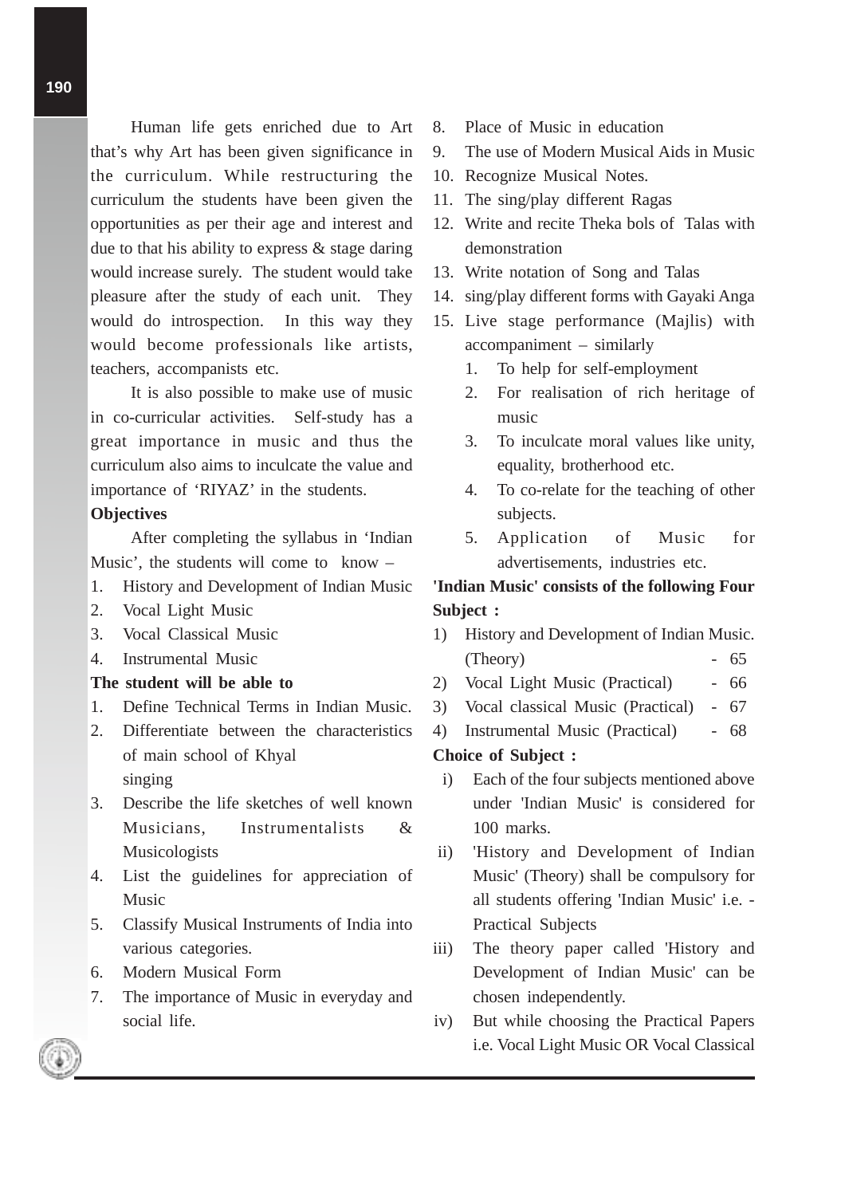Human life gets enriched due to Art that's why Art has been given significance in the curriculum. While restructuring the curriculum the students have been given the opportunities as per their age and interest and due to that his ability to express & stage daring would increase surely. The student would take pleasure after the study of each unit. They would do introspection. In this way they would become professionals like artists, teachers, accompanists etc.

It is also possible to make use of music in co-curricular activities. Self-study has a great importance in music and thus the curriculum also aims to inculcate the value and importance of 'RIYAZ' in the students.

**Objectives**

After completing the syllabus in 'Indian Music', the students will come to know –

1. History and Development of Indian Music
2. Vocal Light Music
3. Vocal Classical Music
4. Instrumental Music

**The student will be able to**

1. Define Technical Terms in Indian Music.
2. Differentiate between the characteristics of main school of Khyal singing
3. Describe the life sketches of well known Musicians, Instrumentalists & Musicologists
4. List the guidelines for appreciation of Music
5. Classify Musical Instruments of India into various categories.
6. Modern Musical Form
7. The importance of Music in everyday and social life.
8. Place of Music in education
9. The use of Modern Musical Aids in Music
10. Recognize Musical Notes.
11. The sing/play different Ragas
12. Write and recite Theka bols of Talas with demonstration
13. Write notation of Song and Talas
14. sing/play different forms with Gayaki Anga
15. Live stage performance (Majlis) with accompaniment – similarly
    1. To help for self-employment
    2. For realisation of rich heritage of music
    3. To inculcate moral values like unity, equality, brotherhood etc.
    4. To co-relate for the teaching of other subjects.
    5. Application of Music for advertisements, industries etc.

**'Indian Music' consists of the following Four Subject :**

1) History and Development of Indian Music. (Theory) - 65
2) Vocal Light Music (Practical) - 66
3) Vocal classical Music (Practical) - 67
4) Instrumental Music (Practical) - 68

**Choice of Subject :**

i) Each of the four subjects mentioned above under 'Indian Music' is considered for 100 marks.

ii) 'History and Development of Indian Music' (Theory) shall be compulsory for all students offering 'Indian Music' i.e. - Practical Subjects

iii) The theory paper called 'History and Development of Indian Music' can be chosen independently.

iv) But while choosing the Practical Papers i.e. Vocal Light Music OR Vocal Classical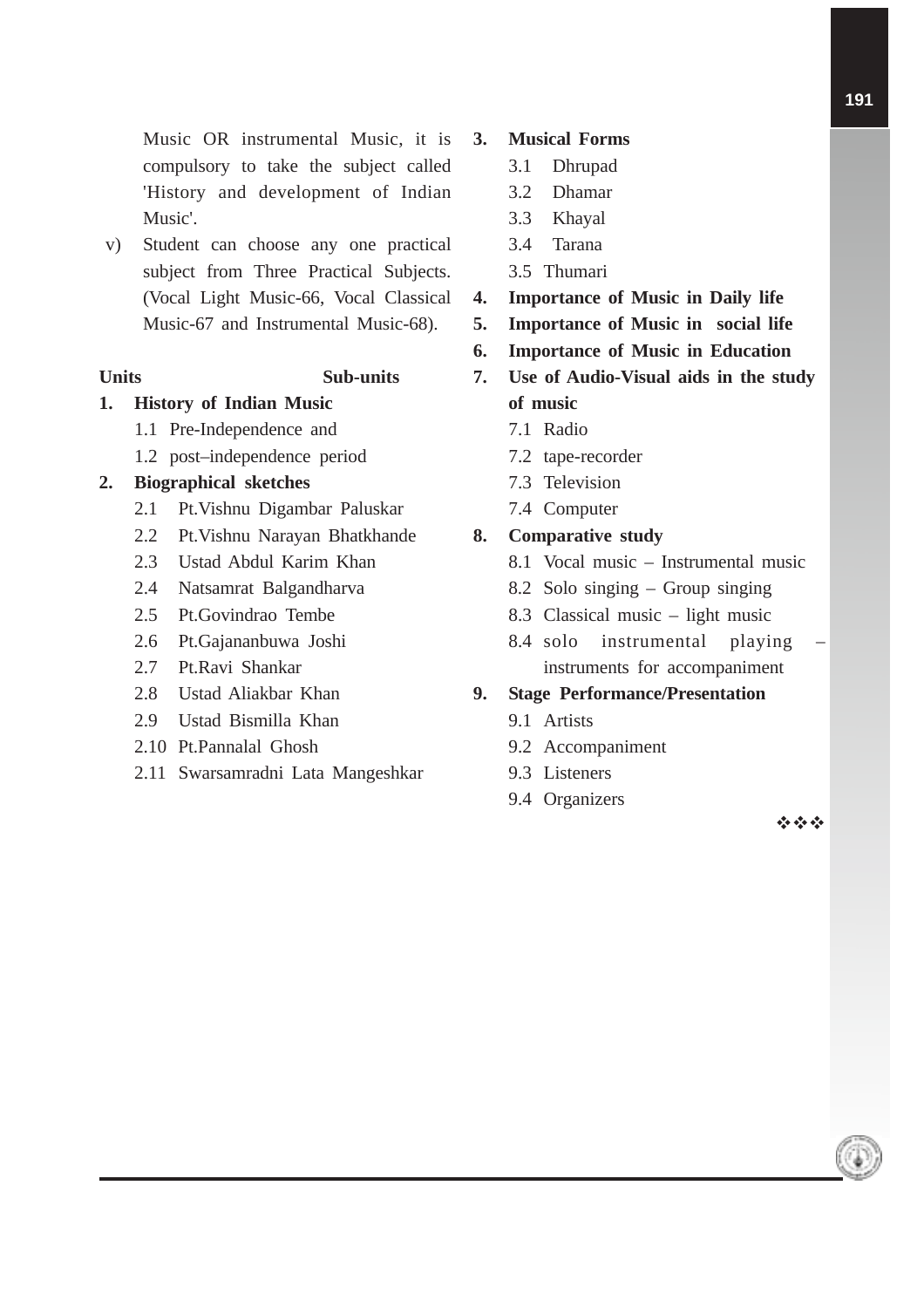Music OR instrumental Music, it is compulsory to take the subject called 'History and development of Indian Music'.

v) Student can choose any one practical subject from Three Practical Subjects. (Vocal Light Music-66, Vocal Classical Music-67 and Instrumental Music-68).

**Units** **Sub-units**

1. **History of Indian Music**
   - 1.1 Pre-Independence and
   - 1.2 post–independence period
2. **Biographical sketches**
   - 2.1 Pt.Vishnu Digambar Paluskar
   - 2.2 Pt.Vishnu Narayan Bhatkhande
   - 2.3 Ustad Abdul Karim Khan
   - 2.4 Natsamrat Balgandharva
   - 2.5 Pt.Govindrao Tembe
   - 2.6 Pt.Gajananbuwa Joshi
   - 2.7 Pt.Ravi Shankar
   - 2.8 Ustad Aliakbar Khan
   - 2.9 Ustad Bismilla Khan
   - 2.10 Pt.Pannalal Ghosh
   - 2.11 Swarsamradni Lata Mangeshkar
3. **Musical Forms**
   - 3.1 Dhrupad
   - 3.2 Dhamar
   - 3.3 Khayal
   - 3.4 Tarana
   - 3.5 Thumari
4. **Importance of Music in Daily life**
5. **Importance of Music in social life**
6. **Importance of Music in Education**
7. **Use of Audio-Visual aids in the study of music**
   - 7.1 Radio
   - 7.2 tape-recorder
   - 7.3 Television
   - 7.4 Computer
8. **Comparative study**
   - 8.1 Vocal music – Instrumental music
   - 8.2 Solo singing – Group singing
   - 8.3 Classical music – light music
   - 8.4 solo instrumental playing – instruments for accompaniment
9. **Stage Performance/Presentation**
   - 9.1 Artists
   - 9.2 Accompaniment
   - 9.3 Listeners
   - 9.4 Organizers

❖❖❖